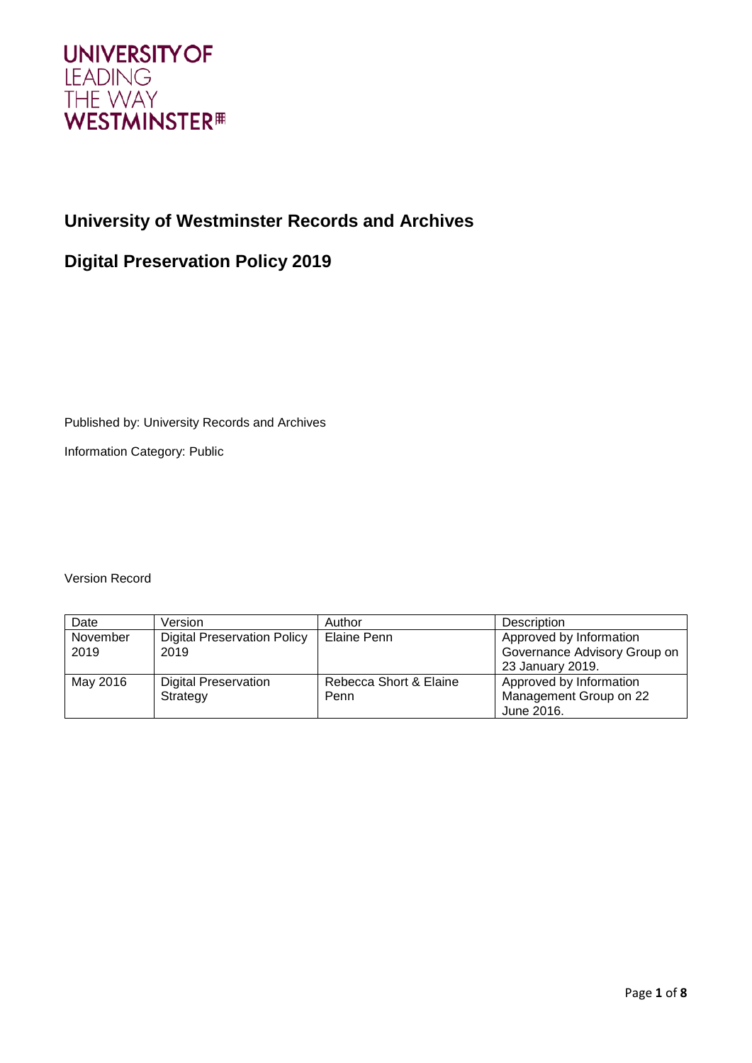UNIVERSITY OF
LEADING
THE WAY
WESTMINSTER

# University of Westminster Records and Archives

## Digital Preservation Policy 2019

Published by: University Records and Archives

Information Category: Public

Version Record

| Date | Version | Author | Description |
|---|---|---|---|
| November 2019 | Digital Preservation Policy 2019 | Elaine Penn | Approved by Information Governance Advisory Group on 23 January 2019. |
| May 2016 | Digital Preservation Strategy | Rebecca Short & Elaine Penn | Approved by Information Management Group on 22 June 2016. |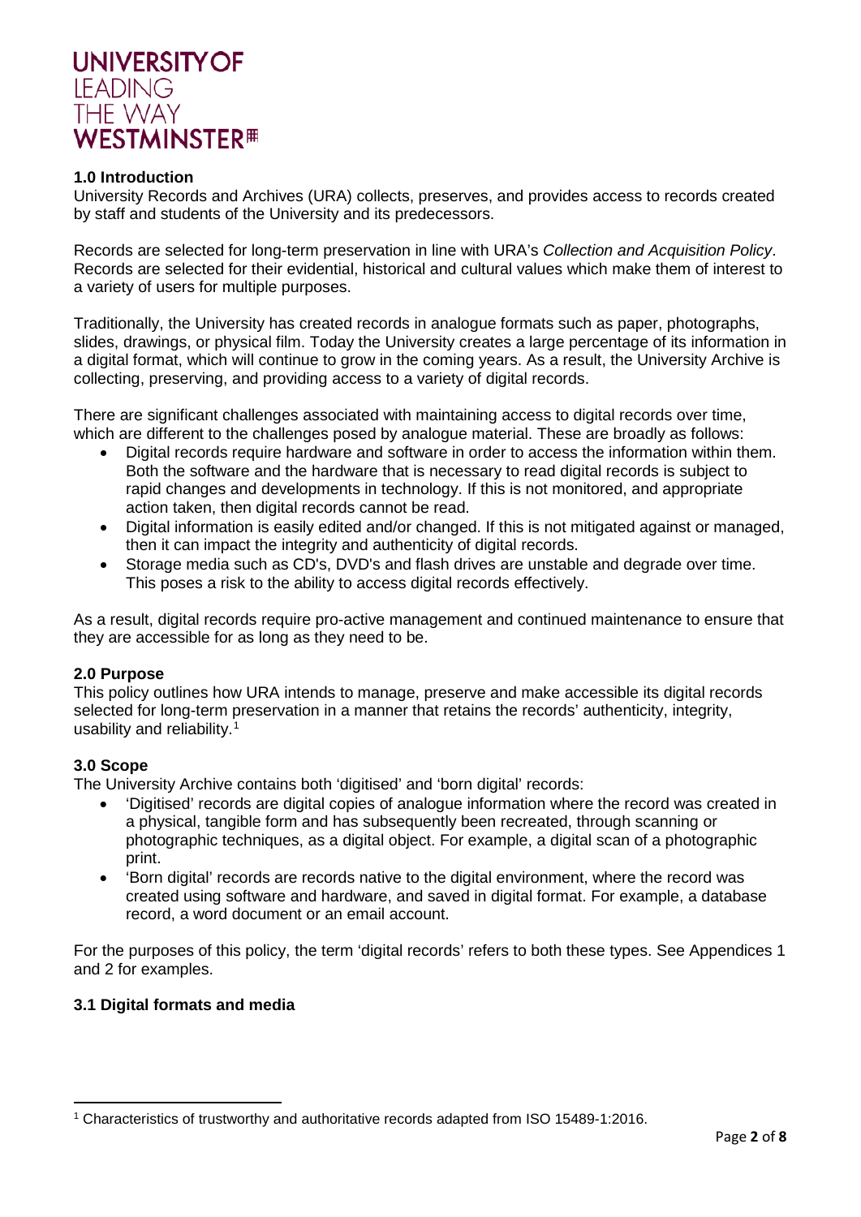## 1.0 Introduction

University Records and Archives (URA) collects, preserves, and provides access to records created by staff and students of the University and its predecessors.

Records are selected for long-term preservation in line with URA's *Collection and Acquisition Policy*. Records are selected for their evidential, historical and cultural values which make them of interest to a variety of users for multiple purposes.

Traditionally, the University has created records in analogue formats such as paper, photographs, slides, drawings, or physical film. Today the University creates a large percentage of its information in a digital format, which will continue to grow in the coming years. As a result, the University Archive is collecting, preserving, and providing access to a variety of digital records.

There are significant challenges associated with maintaining access to digital records over time, which are different to the challenges posed by analogue material. These are broadly as follows:

- Digital records require hardware and software in order to access the information within them. Both the software and the hardware that is necessary to read digital records is subject to rapid changes and developments in technology. If this is not monitored, and appropriate action taken, then digital records cannot be read.
- Digital information is easily edited and/or changed. If this is not mitigated against or managed, then it can impact the integrity and authenticity of digital records.
- Storage media such as CD's, DVD's and flash drives are unstable and degrade over time. This poses a risk to the ability to access digital records effectively.

As a result, digital records require pro-active management and continued maintenance to ensure that they are accessible for as long as they need to be.

## 2.0 Purpose

This policy outlines how URA intends to manage, preserve and make accessible its digital records selected for long-term preservation in a manner that retains the records' authenticity, integrity, usability and reliability.[1]

## 3.0 Scope

The University Archive contains both 'digitised' and 'born digital' records:

- 'Digitised' records are digital copies of analogue information where the record was created in a physical, tangible form and has subsequently been recreated, through scanning or photographic techniques, as a digital object. For example, a digital scan of a photographic print.
- 'Born digital' records are records native to the digital environment, where the record was created using software and hardware, and saved in digital format. For example, a database record, a word document or an email account.

For the purposes of this policy, the term 'digital records' refers to both these types. See Appendices 1 and 2 for examples.

### 3.1 Digital formats and media

[1] Characteristics of trustworthy and authoritative records adapted from ISO 15489-1:2016.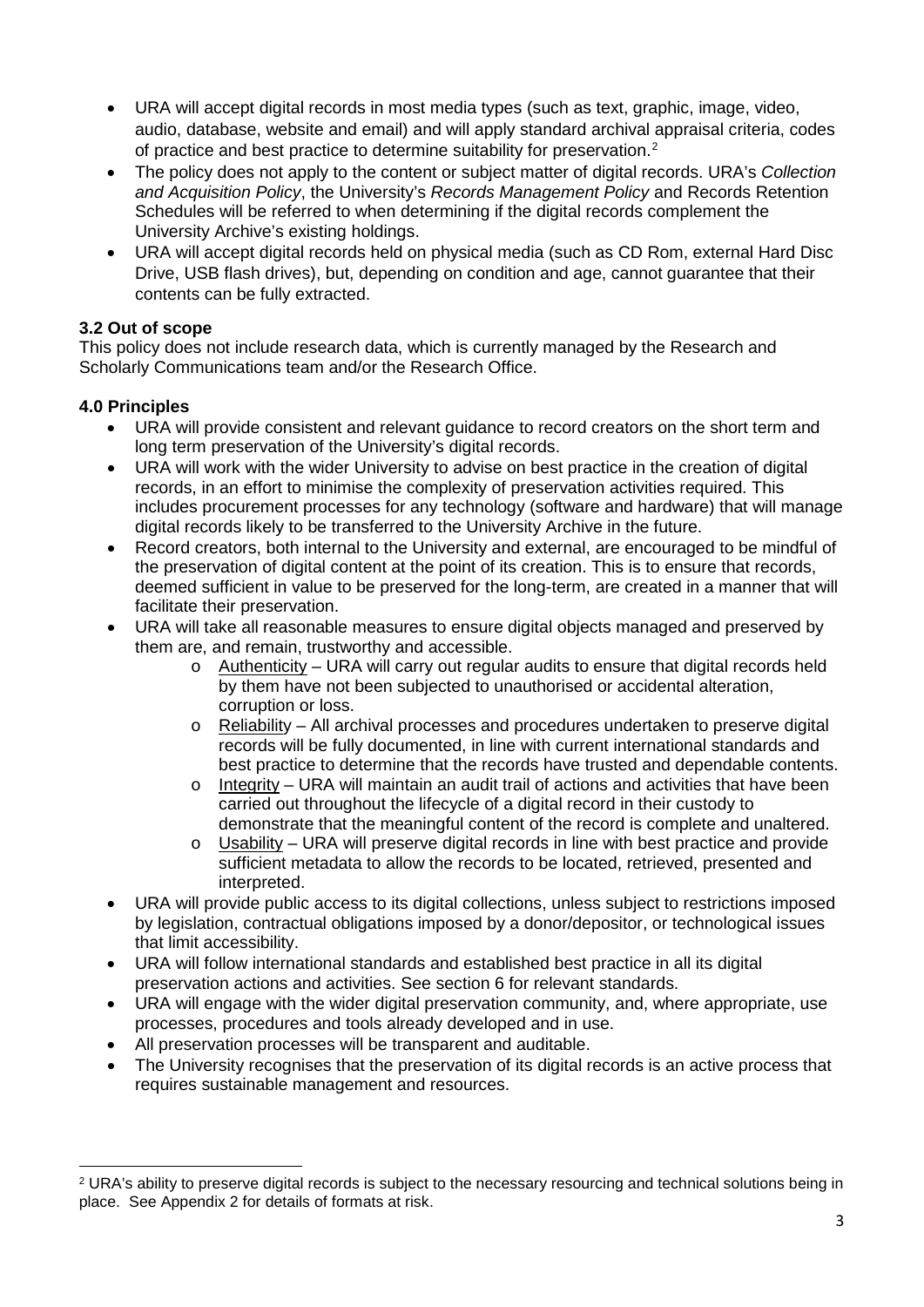- URA will accept digital records in most media types (such as text, graphic, image, video, audio, database, website and email) and will apply standard archival appraisal criteria, codes of practice and best practice to determine suitability for preservation.[2]
- The policy does not apply to the content or subject matter of digital records. URA's *Collection and Acquisition Policy*, the University's *Records Management Policy* and Records Retention Schedules will be referred to when determining if the digital records complement the University Archive's existing holdings.
- URA will accept digital records held on physical media (such as CD Rom, external Hard Disc Drive, USB flash drives), but, depending on condition and age, cannot guarantee that their contents can be fully extracted.

**3.2 Out of scope**

This policy does not include research data, which is currently managed by the Research and Scholarly Communications team and/or the Research Office.

**4.0 Principles**

- URA will provide consistent and relevant guidance to record creators on the short term and long term preservation of the University's digital records.
- URA will work with the wider University to advise on best practice in the creation of digital records, in an effort to minimise the complexity of preservation activities required. This includes procurement processes for any technology (software and hardware) that will manage digital records likely to be transferred to the University Archive in the future.
- Record creators, both internal to the University and external, are encouraged to be mindful of the preservation of digital content at the point of its creation. This is to ensure that records, deemed sufficient in value to be preserved for the long-term, are created in a manner that will facilitate their preservation.
- URA will take all reasonable measures to ensure digital objects managed and preserved by them are, and remain, trustworthy and accessible.
  - <u>Authenticity</u> – URA will carry out regular audits to ensure that digital records held by them have not been subjected to unauthorised or accidental alteration, corruption or loss.
  - <u>Reliability</u> – All archival processes and procedures undertaken to preserve digital records will be fully documented, in line with current international standards and best practice to determine that the records have trusted and dependable contents.
  - <u>Integrity</u> – URA will maintain an audit trail of actions and activities that have been carried out throughout the lifecycle of a digital record in their custody to demonstrate that the meaningful content of the record is complete and unaltered.
  - <u>Usability</u> – URA will preserve digital records in line with best practice and provide sufficient metadata to allow the records to be located, retrieved, presented and interpreted.
- URA will provide public access to its digital collections, unless subject to restrictions imposed by legislation, contractual obligations imposed by a donor/depositor, or technological issues that limit accessibility.
- URA will follow international standards and established best practice in all its digital preservation actions and activities. See section 6 for relevant standards.
- URA will engage with the wider digital preservation community, and, where appropriate, use processes, procedures and tools already developed and in use.
- All preservation processes will be transparent and auditable.
- The University recognises that the preservation of its digital records is an active process that requires sustainable management and resources.

---

[2] URA's ability to preserve digital records is subject to the necessary resourcing and technical solutions being in place. See Appendix 2 for details of formats at risk.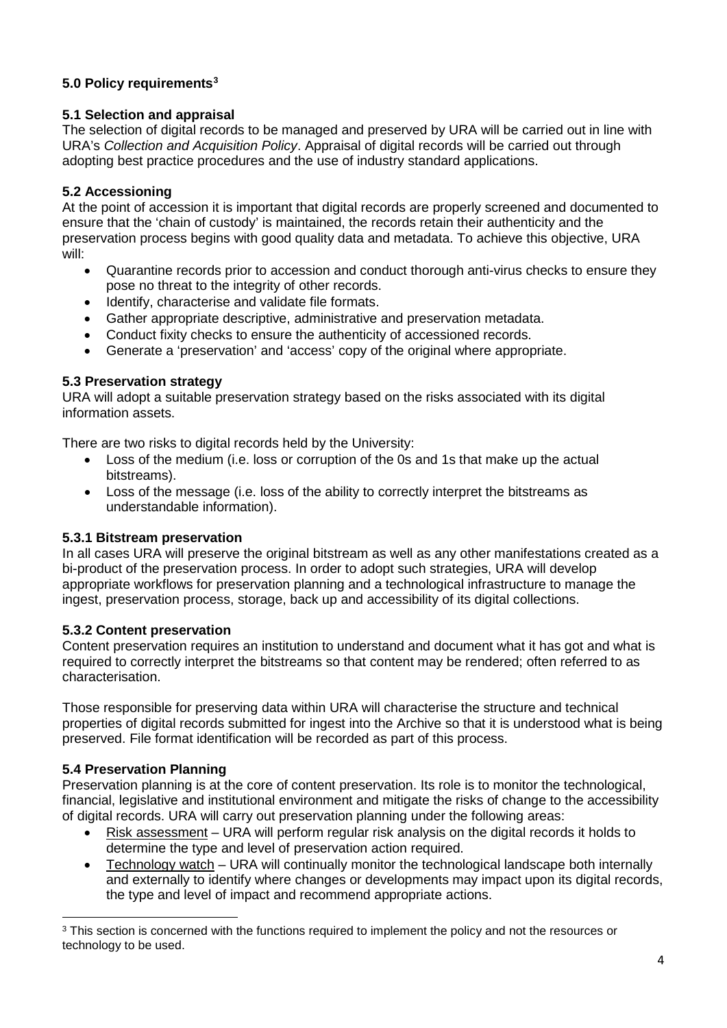### 5.0 Policy requirements[3]

#### 5.1 Selection and appraisal

The selection of digital records to be managed and preserved by URA will be carried out in line with URA's *Collection and Acquisition Policy*. Appraisal of digital records will be carried out through adopting best practice procedures and the use of industry standard applications.

#### 5.2 Accessioning

At the point of accession it is important that digital records are properly screened and documented to ensure that the 'chain of custody' is maintained, the records retain their authenticity and the preservation process begins with good quality data and metadata. To achieve this objective, URA will:

- Quarantine records prior to accession and conduct thorough anti-virus checks to ensure they pose no threat to the integrity of other records.
- Identify, characterise and validate file formats.
- Gather appropriate descriptive, administrative and preservation metadata.
- Conduct fixity checks to ensure the authenticity of accessioned records.
- Generate a 'preservation' and 'access' copy of the original where appropriate.

#### 5.3 Preservation strategy

URA will adopt a suitable preservation strategy based on the risks associated with its digital information assets.

There are two risks to digital records held by the University:

- Loss of the medium (i.e. loss or corruption of the 0s and 1s that make up the actual bitstreams).
- Loss of the message (i.e. loss of the ability to correctly interpret the bitstreams as understandable information).

#### 5.3.1 Bitstream preservation

In all cases URA will preserve the original bitstream as well as any other manifestations created as a bi-product of the preservation process. In order to adopt such strategies, URA will develop appropriate workflows for preservation planning and a technological infrastructure to manage the ingest, preservation process, storage, back up and accessibility of its digital collections.

#### 5.3.2 Content preservation

Content preservation requires an institution to understand and document what it has got and what is required to correctly interpret the bitstreams so that content may be rendered; often referred to as characterisation.

Those responsible for preserving data within URA will characterise the structure and technical properties of digital records submitted for ingest into the Archive so that it is understood what is being preserved. File format identification will be recorded as part of this process.

#### 5.4 Preservation Planning

Preservation planning is at the core of content preservation. Its role is to monitor the technological, financial, legislative and institutional environment and mitigate the risks of change to the accessibility of digital records. URA will carry out preservation planning under the following areas:

- Risk assessment – URA will perform regular risk analysis on the digital records it holds to determine the type and level of preservation action required.
- Technology watch – URA will continually monitor the technological landscape both internally and externally to identify where changes or developments may impact upon its digital records, the type and level of impact and recommend appropriate actions.

[3] This section is concerned with the functions required to implement the policy and not the resources or technology to be used.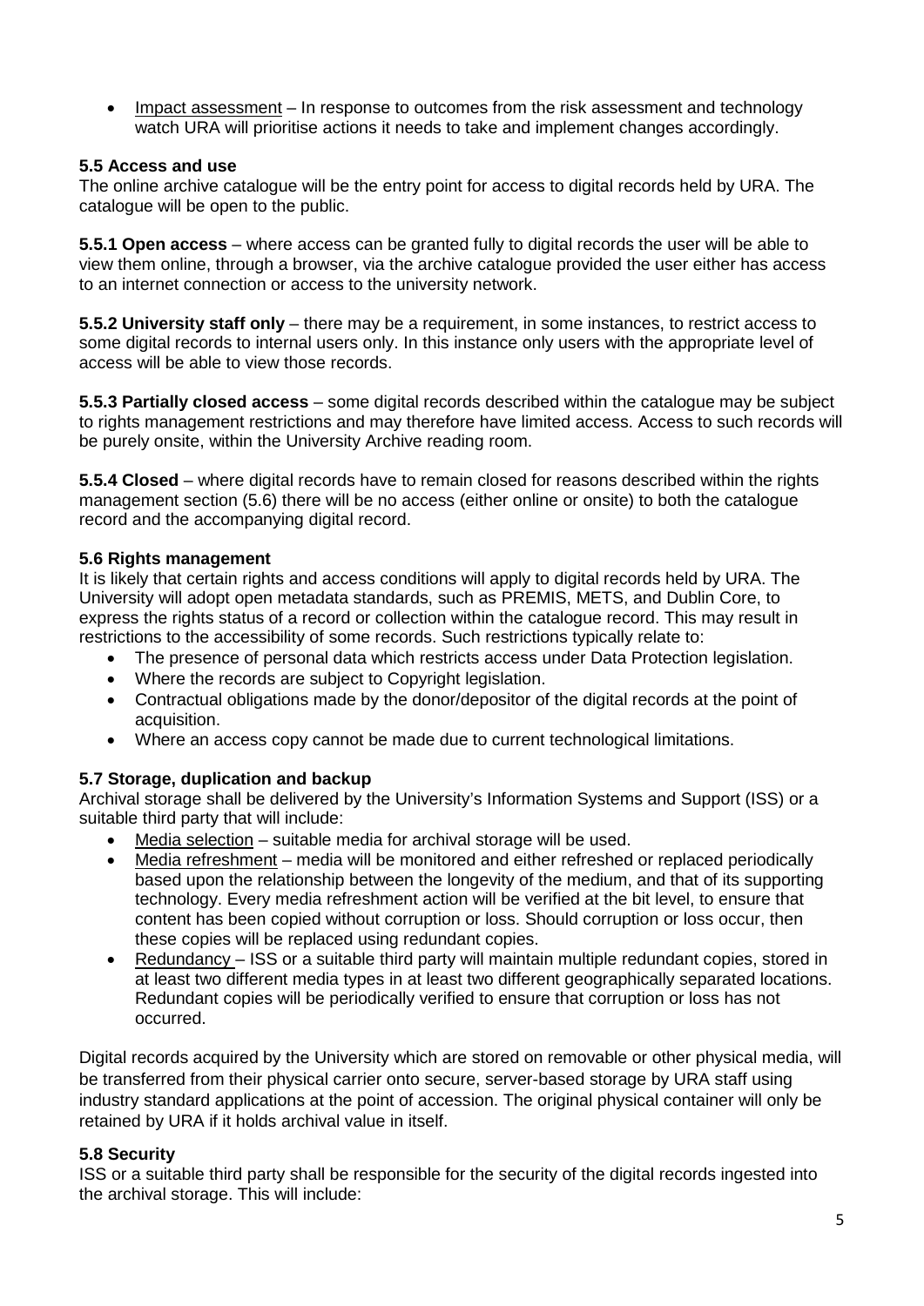- Impact assessment – In response to outcomes from the risk assessment and technology watch URA will prioritise actions it needs to take and implement changes accordingly.

### 5.5 Access and use

The online archive catalogue will be the entry point for access to digital records held by URA. The catalogue will be open to the public.

**5.5.1 Open access** – where access can be granted fully to digital records the user will be able to view them online, through a browser, via the archive catalogue provided the user either has access to an internet connection or access to the university network.

**5.5.2 University staff only** – there may be a requirement, in some instances, to restrict access to some digital records to internal users only. In this instance only users with the appropriate level of access will be able to view those records.

**5.5.3 Partially closed access** – some digital records described within the catalogue may be subject to rights management restrictions and may therefore have limited access. Access to such records will be purely onsite, within the University Archive reading room.

**5.5.4 Closed** – where digital records have to remain closed for reasons described within the rights management section (5.6) there will be no access (either online or onsite) to both the catalogue record and the accompanying digital record.

### 5.6 Rights management

It is likely that certain rights and access conditions will apply to digital records held by URA. The University will adopt open metadata standards, such as PREMIS, METS, and Dublin Core, to express the rights status of a record or collection within the catalogue record. This may result in restrictions to the accessibility of some records. Such restrictions typically relate to:

- The presence of personal data which restricts access under Data Protection legislation.
- Where the records are subject to Copyright legislation.
- Contractual obligations made by the donor/depositor of the digital records at the point of acquisition.
- Where an access copy cannot be made due to current technological limitations.

### 5.7 Storage, duplication and backup

Archival storage shall be delivered by the University's Information Systems and Support (ISS) or a suitable third party that will include:

- Media selection – suitable media for archival storage will be used.
- Media refreshment – media will be monitored and either refreshed or replaced periodically based upon the relationship between the longevity of the medium, and that of its supporting technology. Every media refreshment action will be verified at the bit level, to ensure that content has been copied without corruption or loss. Should corruption or loss occur, then these copies will be replaced using redundant copies.
- Redundancy – ISS or a suitable third party will maintain multiple redundant copies, stored in at least two different media types in at least two different geographically separated locations. Redundant copies will be periodically verified to ensure that corruption or loss has not occurred.

Digital records acquired by the University which are stored on removable or other physical media, will be transferred from their physical carrier onto secure, server-based storage by URA staff using industry standard applications at the point of accession. The original physical container will only be retained by URA if it holds archival value in itself.

### 5.8 Security

ISS or a suitable third party shall be responsible for the security of the digital records ingested into the archival storage. This will include: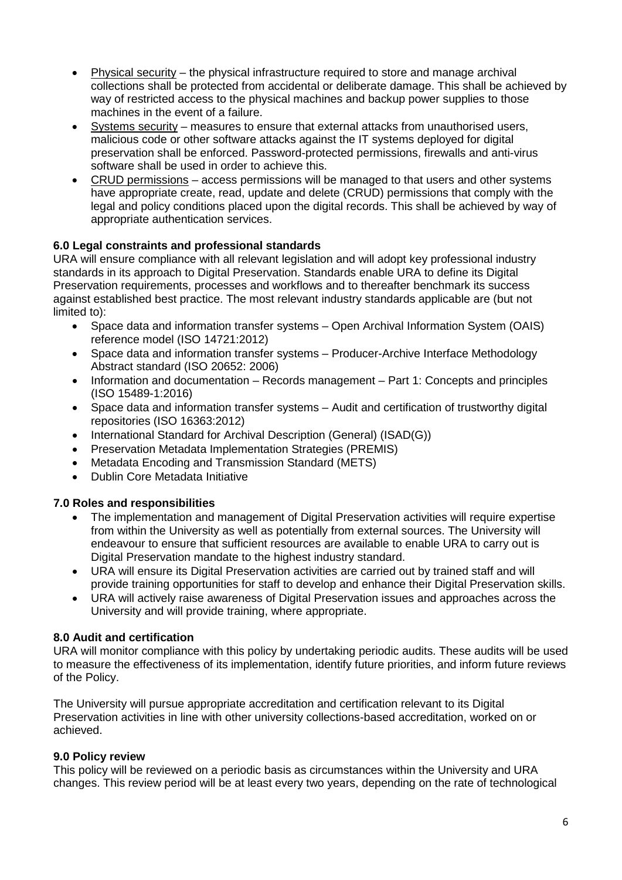- Physical security – the physical infrastructure required to store and manage archival collections shall be protected from accidental or deliberate damage. This shall be achieved by way of restricted access to the physical machines and backup power supplies to those machines in the event of a failure.
- Systems security – measures to ensure that external attacks from unauthorised users, malicious code or other software attacks against the IT systems deployed for digital preservation shall be enforced. Password-protected permissions, firewalls and anti-virus software shall be used in order to achieve this.
- CRUD permissions – access permissions will be managed to that users and other systems have appropriate create, read, update and delete (CRUD) permissions that comply with the legal and policy conditions placed upon the digital records. This shall be achieved by way of appropriate authentication services.

**6.0 Legal constraints and professional standards**

URA will ensure compliance with all relevant legislation and will adopt key professional industry standards in its approach to Digital Preservation. Standards enable URA to define its Digital Preservation requirements, processes and workflows and to thereafter benchmark its success against established best practice. The most relevant industry standards applicable are (but not limited to):

- Space data and information transfer systems – Open Archival Information System (OAIS) reference model (ISO 14721:2012)
- Space data and information transfer systems – Producer-Archive Interface Methodology Abstract standard (ISO 20652: 2006)
- Information and documentation – Records management – Part 1: Concepts and principles (ISO 15489-1:2016)
- Space data and information transfer systems – Audit and certification of trustworthy digital repositories (ISO 16363:2012)
- International Standard for Archival Description (General) (ISAD(G))
- Preservation Metadata Implementation Strategies (PREMIS)
- Metadata Encoding and Transmission Standard (METS)
- Dublin Core Metadata Initiative

**7.0 Roles and responsibilities**

- The implementation and management of Digital Preservation activities will require expertise from within the University as well as potentially from external sources. The University will endeavour to ensure that sufficient resources are available to enable URA to carry out is Digital Preservation mandate to the highest industry standard.
- URA will ensure its Digital Preservation activities are carried out by trained staff and will provide training opportunities for staff to develop and enhance their Digital Preservation skills.
- URA will actively raise awareness of Digital Preservation issues and approaches across the University and will provide training, where appropriate.

**8.0 Audit and certification**

URA will monitor compliance with this policy by undertaking periodic audits. These audits will be used to measure the effectiveness of its implementation, identify future priorities, and inform future reviews of the Policy.

The University will pursue appropriate accreditation and certification relevant to its Digital Preservation activities in line with other university collections-based accreditation, worked on or achieved.

**9.0 Policy review**

This policy will be reviewed on a periodic basis as circumstances within the University and URA changes. This review period will be at least every two years, depending on the rate of technological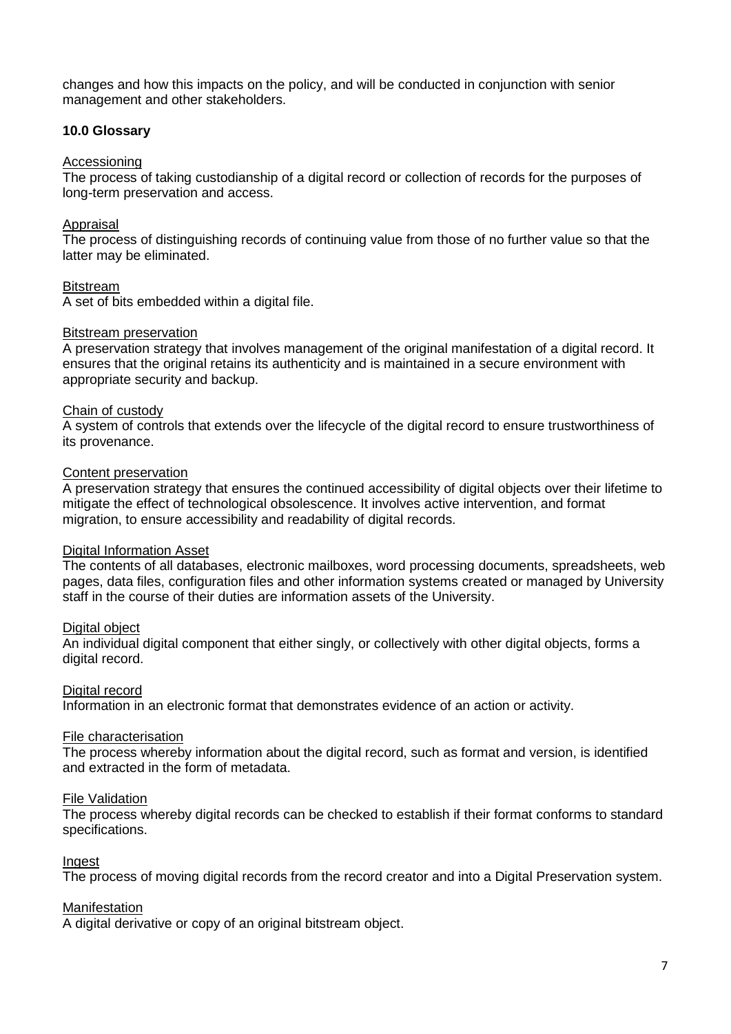changes and how this impacts on the policy, and will be conducted in conjunction with senior management and other stakeholders.

### 10.0 Glossary

<u>Accessioning</u>
The process of taking custodianship of a digital record or collection of records for the purposes of long-term preservation and access.

<u>Appraisal</u>
The process of distinguishing records of continuing value from those of no further value so that the latter may be eliminated.

<u>Bitstream</u>
A set of bits embedded within a digital file.

<u>Bitstream preservation</u>
A preservation strategy that involves management of the original manifestation of a digital record. It ensures that the original retains its authenticity and is maintained in a secure environment with appropriate security and backup.

<u>Chain of custody</u>
A system of controls that extends over the lifecycle of the digital record to ensure trustworthiness of its provenance.

<u>Content preservation</u>
A preservation strategy that ensures the continued accessibility of digital objects over their lifetime to mitigate the effect of technological obsolescence. It involves active intervention, and format migration, to ensure accessibility and readability of digital records.

<u>Digital Information Asset</u>
The contents of all databases, electronic mailboxes, word processing documents, spreadsheets, web pages, data files, configuration files and other information systems created or managed by University staff in the course of their duties are information assets of the University.

<u>Digital object</u>
An individual digital component that either singly, or collectively with other digital objects, forms a digital record.

<u>Digital record</u>
Information in an electronic format that demonstrates evidence of an action or activity.

<u>File characterisation</u>
The process whereby information about the digital record, such as format and version, is identified and extracted in the form of metadata.

<u>File Validation</u>
The process whereby digital records can be checked to establish if their format conforms to standard specifications.

<u>Ingest</u>
The process of moving digital records from the record creator and into a Digital Preservation system.

<u>Manifestation</u>
A digital derivative or copy of an original bitstream object.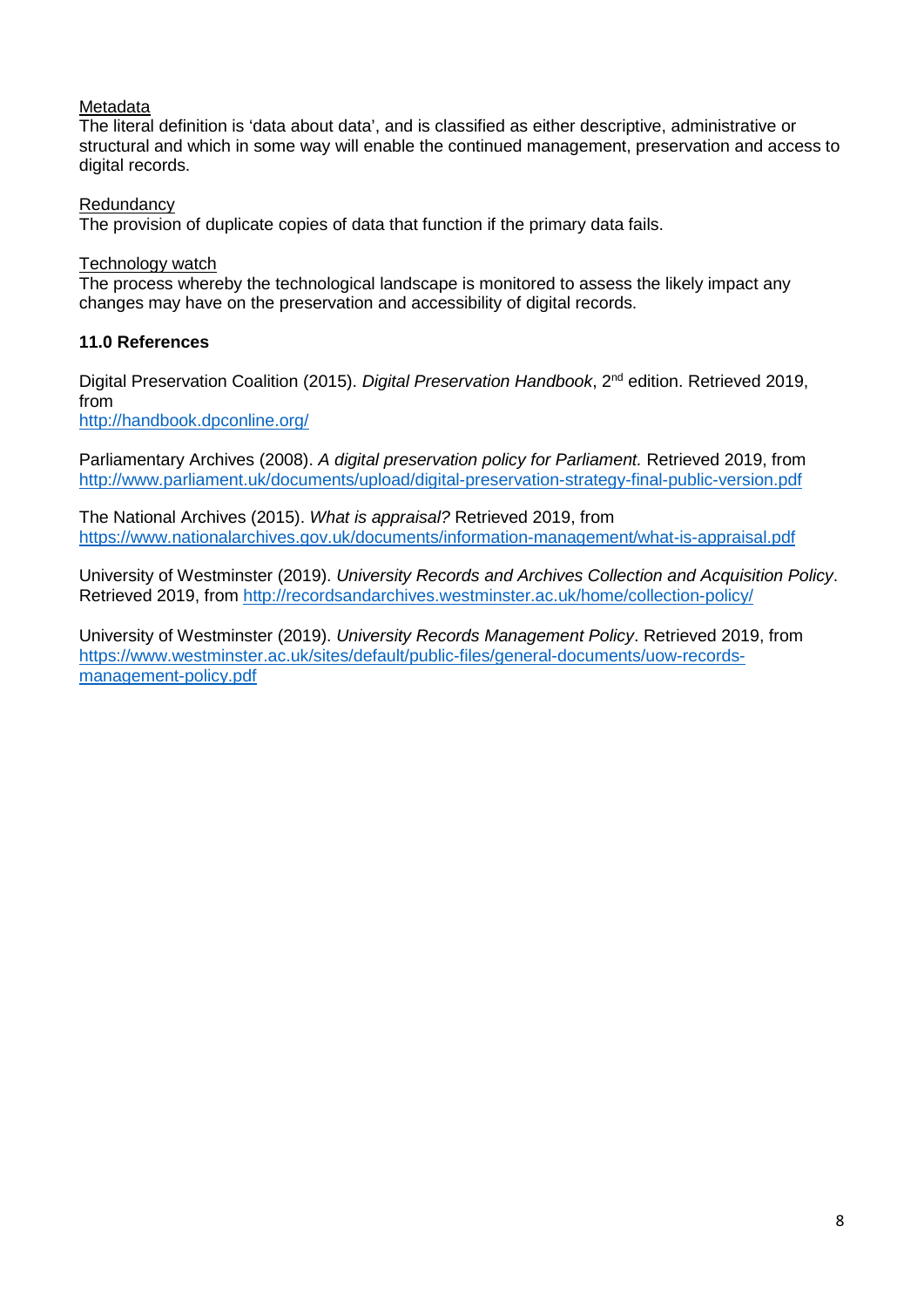Metadata

The literal definition is 'data about data', and is classified as either descriptive, administrative or structural and which in some way will enable the continued management, preservation and access to digital records.

Redundancy

The provision of duplicate copies of data that function if the primary data fails.

Technology watch

The process whereby the technological landscape is monitored to assess the likely impact any changes may have on the preservation and accessibility of digital records.

## 11.0 References

Digital Preservation Coalition (2015). *Digital Preservation Handbook*, 2nd edition. Retrieved 2019, from
http://handbook.dpconline.org/

Parliamentary Archives (2008). *A digital preservation policy for Parliament.* Retrieved 2019, from
http://www.parliament.uk/documents/upload/digital-preservation-strategy-final-public-version.pdf

The National Archives (2015). *What is appraisal?* Retrieved 2019, from
https://www.nationalarchives.gov.uk/documents/information-management/what-is-appraisal.pdf

University of Westminster (2019). *University Records and Archives Collection and Acquisition Policy*. Retrieved 2019, from http://recordsandarchives.westminster.ac.uk/home/collection-policy/

University of Westminster (2019). *University Records Management Policy*. Retrieved 2019, from
https://www.westminster.ac.uk/sites/default/public-files/general-documents/uow-records-management-policy.pdf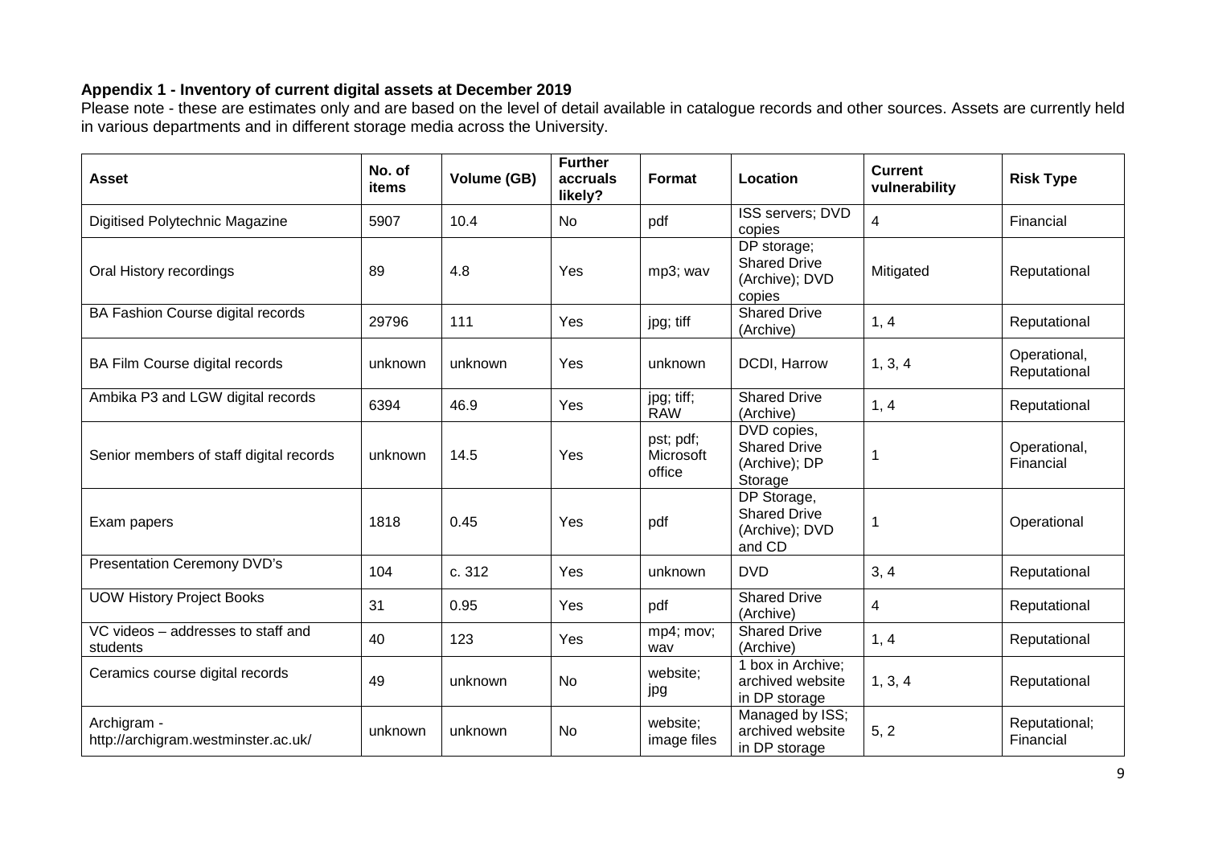**Appendix 1 - Inventory of current digital assets at December 2019**

Please note - these are estimates only and are based on the level of detail available in catalogue records and other sources. Assets are currently held in various departments and in different storage media across the University.

| Asset | No. of items | Volume (GB) | Further accruals likely? | Format | Location | Current vulnerability | Risk Type |
|---|---|---|---|---|---|---|---|
| Digitised Polytechnic Magazine | 5907 | 10.4 | No | pdf | ISS servers; DVD copies | 4 | Financial |
| Oral History recordings | 89 | 4.8 | Yes | mp3; wav | DP storage; Shared Drive (Archive); DVD copies | Mitigated | Reputational |
| BA Fashion Course digital records | 29796 | 111 | Yes | jpg; tiff | Shared Drive (Archive) | 1, 4 | Reputational |
| BA Film Course digital records | unknown | unknown | Yes | unknown | DCDI, Harrow | 1, 3, 4 | Operational, Reputational |
| Ambika P3 and LGW digital records | 6394 | 46.9 | Yes | jpg; tiff; RAW | Shared Drive (Archive) | 1, 4 | Reputational |
| Senior members of staff digital records | unknown | 14.5 | Yes | pst; pdf; Microsoft office | DVD copies, Shared Drive (Archive); DP Storage | 1 | Operational, Financial |
| Exam papers | 1818 | 0.45 | Yes | pdf | DP Storage, Shared Drive (Archive); DVD and CD | 1 | Operational |
| Presentation Ceremony DVD's | 104 | c. 312 | Yes | unknown | DVD | 3, 4 | Reputational |
| UOW History Project Books | 31 | 0.95 | Yes | pdf | Shared Drive (Archive) | 4 | Reputational |
| VC videos – addresses to staff and students | 40 | 123 | Yes | mp4; mov; wav | Shared Drive (Archive) | 1, 4 | Reputational |
| Ceramics course digital records | 49 | unknown | No | website; jpg | 1 box in Archive; archived website in DP storage | 1, 3, 4 | Reputational |
| Archigram - http://archigram.westminster.ac.uk/ | unknown | unknown | No | website; image files | Managed by ISS; archived website in DP storage | 5, 2 | Reputational; Financial |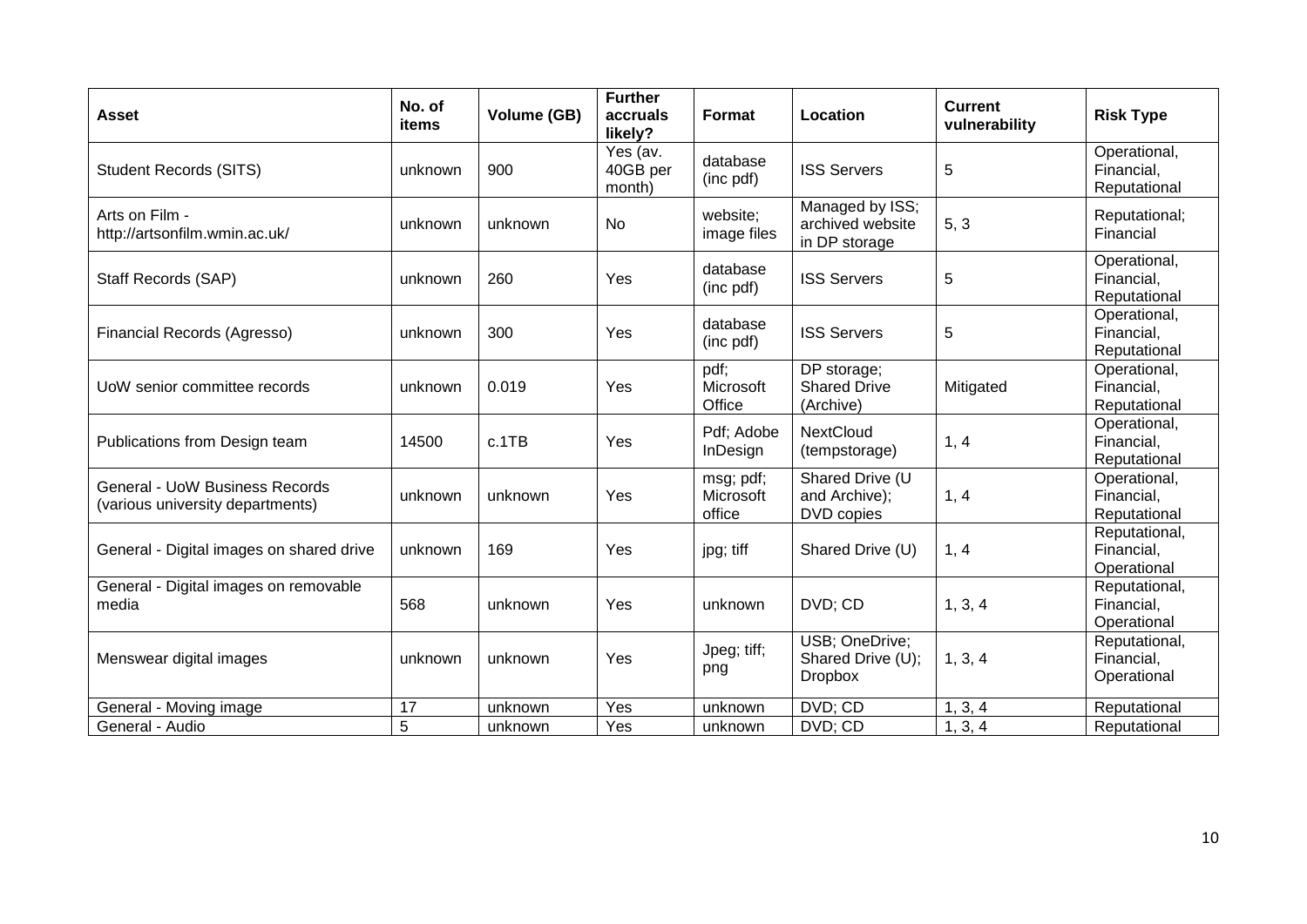| Asset | No. of items | Volume (GB) | Further accruals likely? | Format | Location | Current vulnerability | Risk Type |
|---|---|---|---|---|---|---|---|
| Student Records (SITS) | unknown | 900 | Yes (av. 40GB per month) | database (inc pdf) | ISS Servers | 5 | Operational, Financial, Reputational |
| Arts on Film - http://artsonfilm.wmin.ac.uk/ | unknown | unknown | No | website; image files | Managed by ISS; archived website in DP storage | 5, 3 | Reputational; Financial |
| Staff Records (SAP) | unknown | 260 | Yes | database (inc pdf) | ISS Servers | 5 | Operational, Financial, Reputational |
| Financial Records (Agresso) | unknown | 300 | Yes | database (inc pdf) | ISS Servers | 5 | Operational, Financial, Reputational |
| UoW senior committee records | unknown | 0.019 | Yes | pdf; Microsoft Office | DP storage; Shared Drive (Archive) | Mitigated | Operational, Financial, Reputational |
| Publications from Design team | 14500 | c.1TB | Yes | Pdf; Adobe InDesign | NextCloud (tempstorage) | 1, 4 | Operational, Financial, Reputational |
| General - UoW Business Records (various university departments) | unknown | unknown | Yes | msg; pdf; Microsoft office | Shared Drive (U and Archive); DVD copies | 1, 4 | Operational, Financial, Reputational |
| General - Digital images on shared drive | unknown | 169 | Yes | jpg; tiff | Shared Drive (U) | 1, 4 | Reputational, Financial, Operational |
| General - Digital images on removable media | 568 | unknown | Yes | unknown | DVD; CD | 1, 3, 4 | Reputational, Financial, Operational |
| Menswear digital images | unknown | unknown | Yes | Jpeg; tiff; png | USB; OneDrive; Shared Drive (U); Dropbox | 1, 3, 4 | Reputational, Financial, Operational |
| General - Moving image | 17 | unknown | Yes | unknown | DVD; CD | 1, 3, 4 | Reputational |
| General - Audio | 5 | unknown | Yes | unknown | DVD; CD | 1, 3, 4 | Reputational |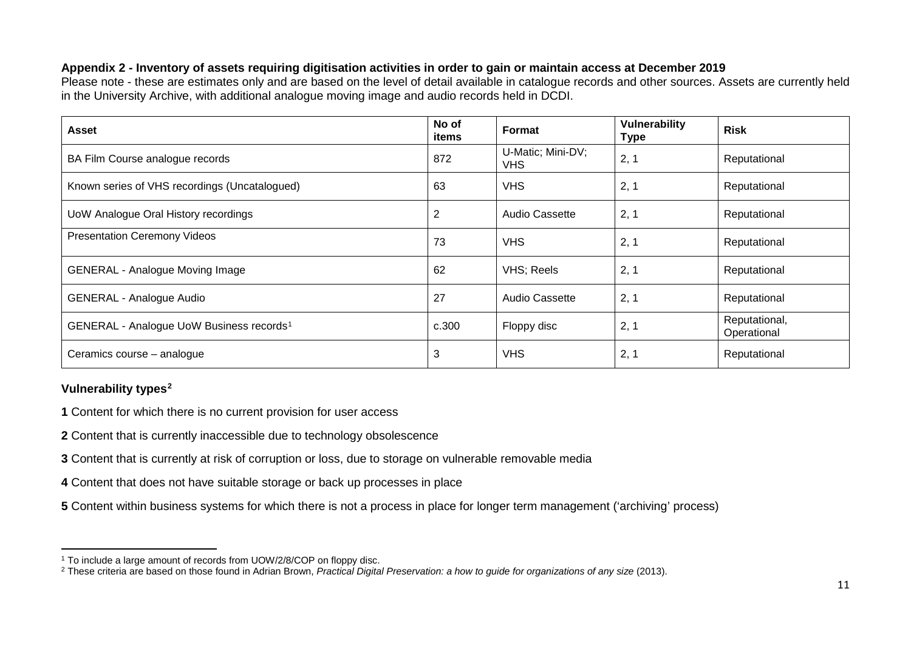**Appendix 2 - Inventory of assets requiring digitisation activities in order to gain or maintain access at December 2019**

Please note - these are estimates only and are based on the level of detail available in catalogue records and other sources. Assets are currently held in the University Archive, with additional analogue moving image and audio records held in DCDI.

| Asset | No of items | Format | Vulnerability Type | Risk |
|---|---|---|---|---|
| BA Film Course analogue records | 872 | U-Matic; Mini-DV; VHS | 2, 1 | Reputational |
| Known series of VHS recordings (Uncatalogued) | 63 | VHS | 2, 1 | Reputational |
| UoW Analogue Oral History recordings | 2 | Audio Cassette | 2, 1 | Reputational |
| Presentation Ceremony Videos | 73 | VHS | 2, 1 | Reputational |
| GENERAL - Analogue Moving Image | 62 | VHS; Reels | 2, 1 | Reputational |
| GENERAL - Analogue Audio | 27 | Audio Cassette | 2, 1 | Reputational |
| GENERAL - Analogue UoW Business records[1] | c.300 | Floppy disc | 2, 1 | Reputational, Operational |
| Ceramics course – analogue | 3 | VHS | 2, 1 | Reputational |

**Vulnerability types[2]**

**1** Content for which there is no current provision for user access

**2** Content that is currently inaccessible due to technology obsolescence

**3** Content that is currently at risk of corruption or loss, due to storage on vulnerable removable media

**4** Content that does not have suitable storage or back up processes in place

**5** Content within business systems for which there is not a process in place for longer term management ('archiving' process)

---

[1] To include a large amount of records from UOW/2/8/COP on floppy disc.

[2] These criteria are based on those found in Adrian Brown, *Practical Digital Preservation: a how to guide for organizations of any size* (2013).